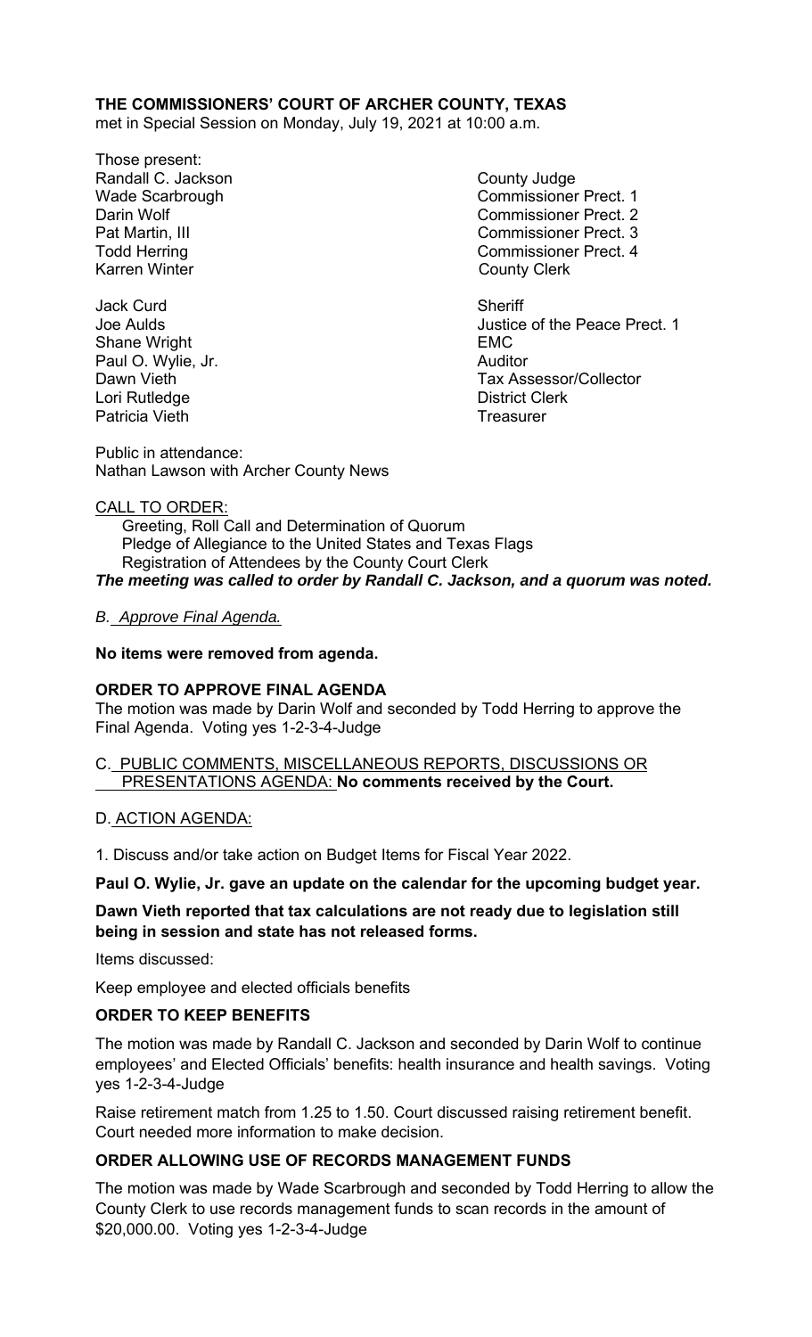**THE COMMISSIONERS' COURT OF ARCHER COUNTY, TEXAS**
met in Special Session on Monday, July 19, 2021 at 10:00 a.m.

Those present:

| | |
|---|---|
| Randall C. Jackson | County Judge |
| Wade Scarbrough | Commissioner Prect. 1 |
| Darin Wolf | Commissioner Prect. 2 |
| Pat Martin, III | Commissioner Prect. 3 |
| Todd Herring | Commissioner Prect. 4 |
| Karren Winter | County Clerk |
| | |
| Jack Curd | Sheriff |
| Joe Aulds | Justice of the Peace Prect. 1 |
| Shane Wright | EMC |
| Paul O. Wylie, Jr. | Auditor |
| Dawn Vieth | Tax Assessor/Collector |
| Lori Rutledge | District Clerk |
| Patricia Vieth | Treasurer |

Public in attendance:
Nathan Lawson with Archer County News

CALL TO ORDER:

Greeting, Roll Call and Determination of Quorum
Pledge of Allegiance to the United States and Texas Flags
Registration of Attendees by the County Court Clerk

***The meeting was called to order by Randall C. Jackson, and a quorum was noted.***

*B. Approve Final Agenda.*

**No items were removed from agenda.**

**ORDER TO APPROVE FINAL AGENDA**

The motion was made by Darin Wolf and seconded by Todd Herring to approve the Final Agenda. Voting yes 1-2-3-4-Judge

C. PUBLIC COMMENTS, MISCELLANEOUS REPORTS, DISCUSSIONS OR PRESENTATIONS AGENDA: **No comments received by the Court.**

D. ACTION AGENDA:

1. Discuss and/or take action on Budget Items for Fiscal Year 2022.

**Paul O. Wylie, Jr. gave an update on the calendar for the upcoming budget year.**

**Dawn Vieth reported that tax calculations are not ready due to legislation still being in session and state has not released forms.**

Items discussed:

Keep employee and elected officials benefits

**ORDER TO KEEP BENEFITS**

The motion was made by Randall C. Jackson and seconded by Darin Wolf to continue employees' and Elected Officials' benefits: health insurance and health savings. Voting yes 1-2-3-4-Judge

Raise retirement match from 1.25 to 1.50. Court discussed raising retirement benefit. Court needed more information to make decision.

**ORDER ALLOWING USE OF RECORDS MANAGEMENT FUNDS**

The motion was made by Wade Scarbrough and seconded by Todd Herring to allow the County Clerk to use records management funds to scan records in the amount of $20,000.00. Voting yes 1-2-3-4-Judge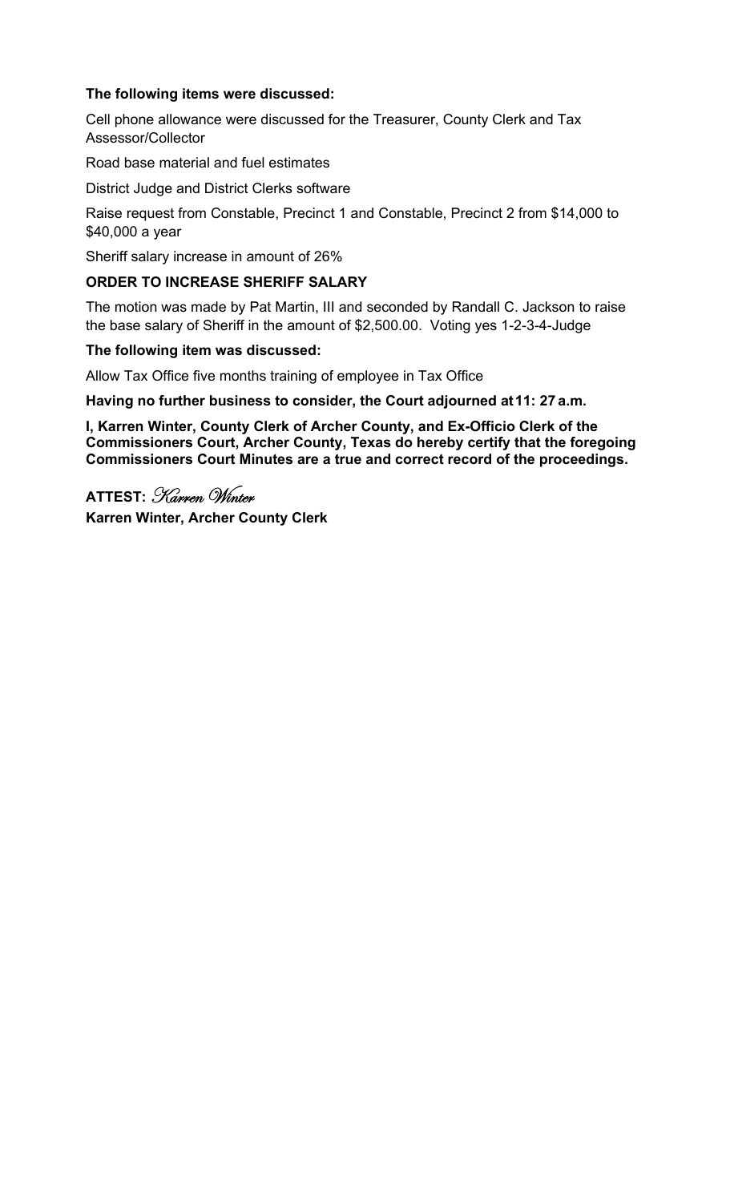**The following items were discussed:**

Cell phone allowance were discussed for the Treasurer, County Clerk and Tax Assessor/Collector

Road base material and fuel estimates

District Judge and District Clerks software

Raise request from Constable, Precinct 1 and Constable, Precinct 2 from $14,000 to $40,000 a year

Sheriff salary increase in amount of 26%

**ORDER TO INCREASE SHERIFF SALARY**

The motion was made by Pat Martin, III and seconded by Randall C. Jackson to raise the base salary of Sheriff in the amount of $2,500.00. Voting yes 1-2-3-4-Judge

**The following item was discussed:**

Allow Tax Office five months training of employee in Tax Office

**Having no further business to consider, the Court adjourned at 11: 27 a.m.**

**I, Karren Winter, County Clerk of Archer County, and Ex-Officio Clerk of the Commissioners Court, Archer County, Texas do hereby certify that the foregoing Commissioners Court Minutes are a true and correct record of the proceedings.**

**ATTEST:** *Karren Winter*

**Karren Winter, Archer County Clerk**